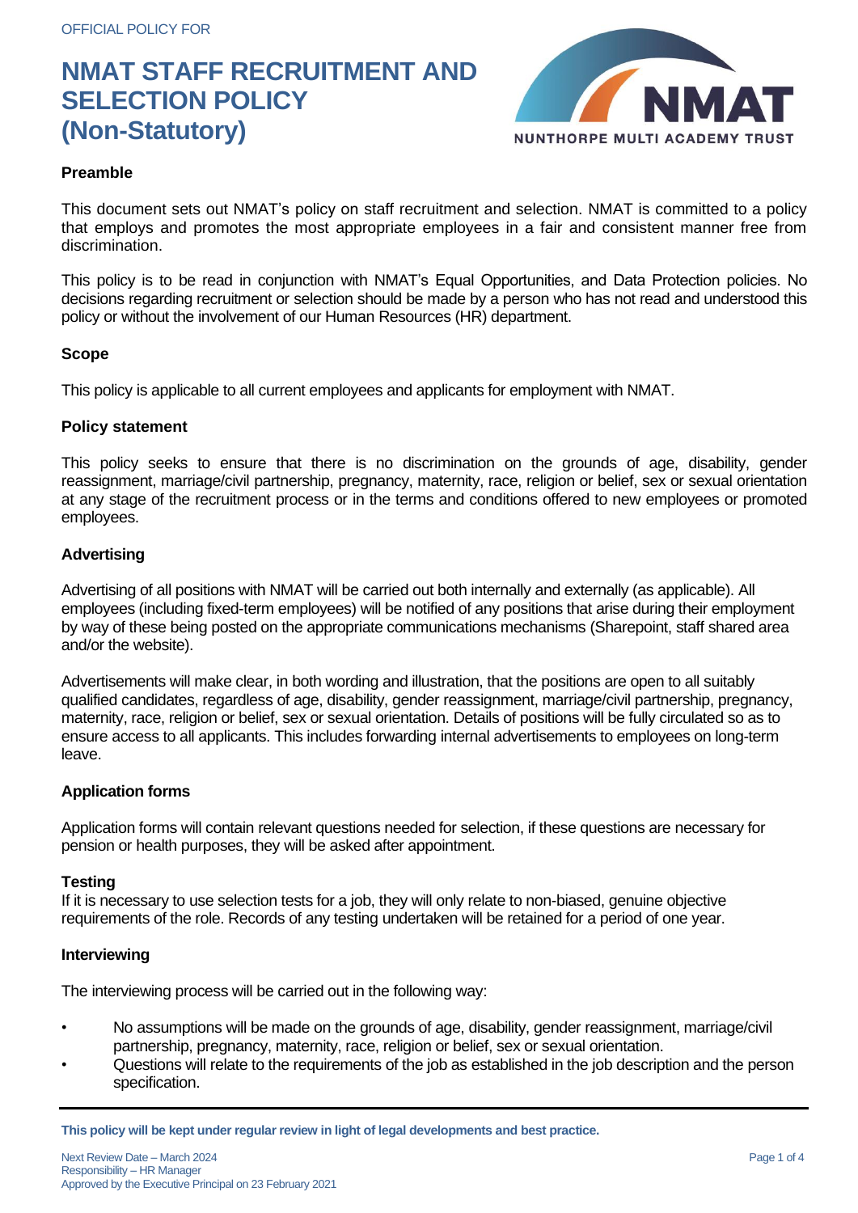OFFICIAL POLICY FOR

# NMAT STAFF RECRUITMENT AND SELECTION POLICY (Non-Statutory)

NUNTHORPE MULTI ACADEMY TRUST

### Preamble

This document sets out NMAT's policy on staff recruitment and selection. NMAT is committed to a policy that employs and promotes the most appropriate employees in a fair and consistent manner free from discrimination.

This policy is to be read in conjunction with NMAT's Equal Opportunities, and Data Protection policies. No decisions regarding recruitment or selection should be made by a person who has not read and understood this policy or without the involvement of our Human Resources (HR) department.

### Scope

This policy is applicable to all current employees and applicants for employment with NMAT.

### Policy statement

This policy seeks to ensure that there is no discrimination on the grounds of age, disability, gender reassignment, marriage/civil partnership, pregnancy, maternity, race, religion or belief, sex or sexual orientation at any stage of the recruitment process or in the terms and conditions offered to new employees or promoted employees.

### Advertising

Advertising of all positions with NMAT will be carried out both internally and externally (as applicable). All employees (including fixed-term employees) will be notified of any positions that arise during their employment by way of these being posted on the appropriate communications mechanisms (Sharepoint, staff shared area and/or the website).

Advertisements will make clear, in both wording and illustration, that the positions are open to all suitably qualified candidates, regardless of age, disability, gender reassignment, marriage/civil partnership, pregnancy, maternity, race, religion or belief, sex or sexual orientation. Details of positions will be fully circulated so as to ensure access to all applicants. This includes forwarding internal advertisements to employees on long-term leave.

### Application forms

Application forms will contain relevant questions needed for selection, if these questions are necessary for pension or health purposes, they will be asked after appointment.

### Testing

If it is necessary to use selection tests for a job, they will only relate to non-biased, genuine objective requirements of the role. Records of any testing undertaken will be retained for a period of one year.

### Interviewing

The interviewing process will be carried out in the following way:

- No assumptions will be made on the grounds of age, disability, gender reassignment, marriage/civil partnership, pregnancy, maternity, race, religion or belief, sex or sexual orientation.
- Questions will relate to the requirements of the job as established in the job description and the person specification.

**This policy will be kept under regular review in light of legal developments and best practice.**

Next Review Date – March 2024
Responsibility – HR Manager
Approved by the Executive Principal on 23 February 2021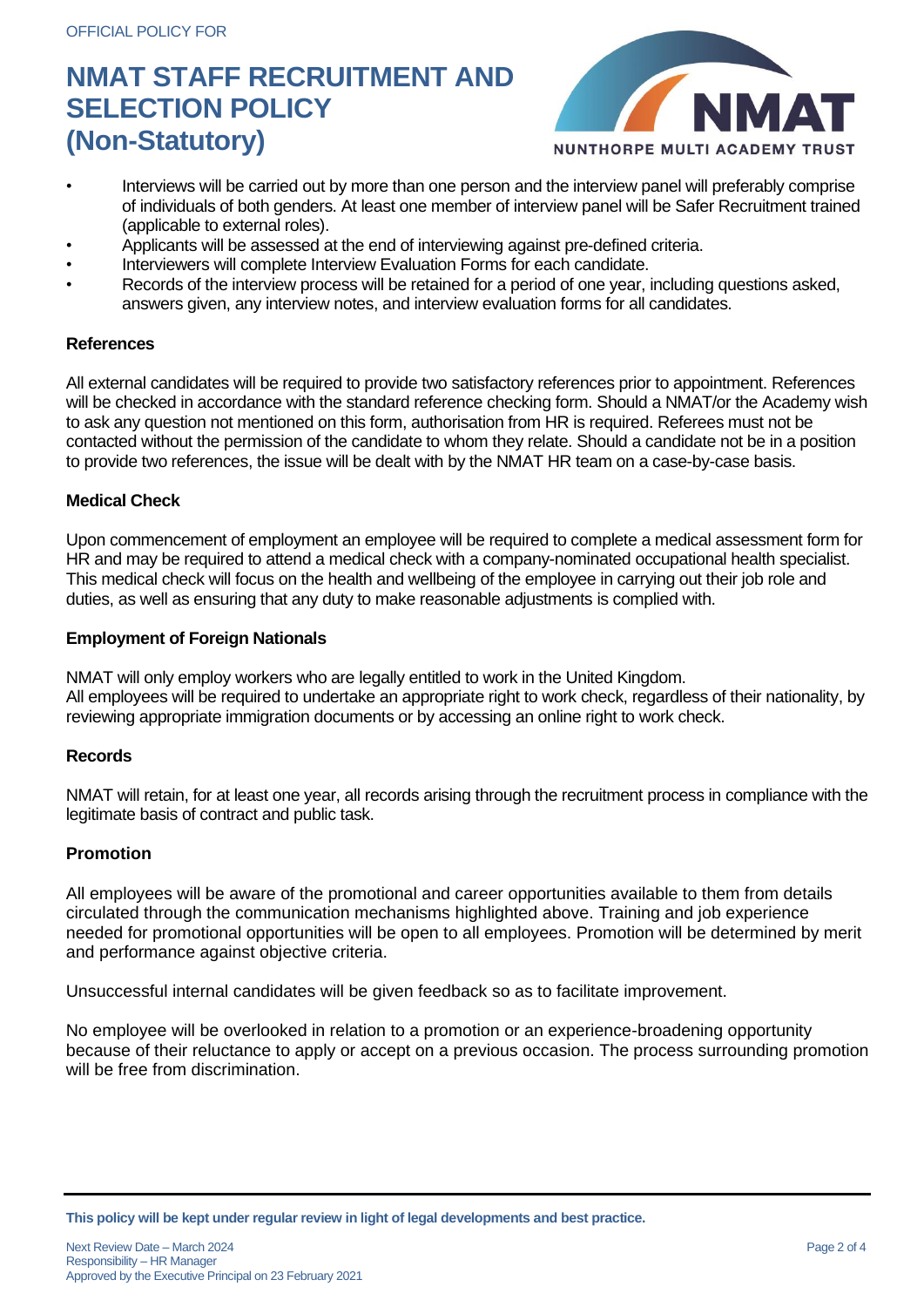- Interviews will be carried out by more than one person and the interview panel will preferably comprise of individuals of both genders. At least one member of interview panel will be Safer Recruitment trained (applicable to external roles).
- Applicants will be assessed at the end of interviewing against pre-defined criteria.
- Interviewers will complete Interview Evaluation Forms for each candidate.
- Records of the interview process will be retained for a period of one year, including questions asked, answers given, any interview notes, and interview evaluation forms for all candidates.

### References

All external candidates will be required to provide two satisfactory references prior to appointment. References will be checked in accordance with the standard reference checking form. Should a NMAT/or the Academy wish to ask any question not mentioned on this form, authorisation from HR is required. Referees must not be contacted without the permission of the candidate to whom they relate. Should a candidate not be in a position to provide two references, the issue will be dealt with by the NMAT HR team on a case-by-case basis.

### Medical Check

Upon commencement of employment an employee will be required to complete a medical assessment form for HR and may be required to attend a medical check with a company-nominated occupational health specialist. This medical check will focus on the health and wellbeing of the employee in carrying out their job role and duties, as well as ensuring that any duty to make reasonable adjustments is complied with.

### Employment of Foreign Nationals

NMAT will only employ workers who are legally entitled to work in the United Kingdom.
All employees will be required to undertake an appropriate right to work check, regardless of their nationality, by reviewing appropriate immigration documents or by accessing an online right to work check.

### Records

NMAT will retain, for at least one year, all records arising through the recruitment process in compliance with the legitimate basis of contract and public task.

### Promotion

All employees will be aware of the promotional and career opportunities available to them from details circulated through the communication mechanisms highlighted above. Training and job experience needed for promotional opportunities will be open to all employees. Promotion will be determined by merit and performance against objective criteria.

Unsuccessful internal candidates will be given feedback so as to facilitate improvement.

No employee will be overlooked in relation to a promotion or an experience-broadening opportunity because of their reluctance to apply or accept on a previous occasion. The process surrounding promotion will be free from discrimination.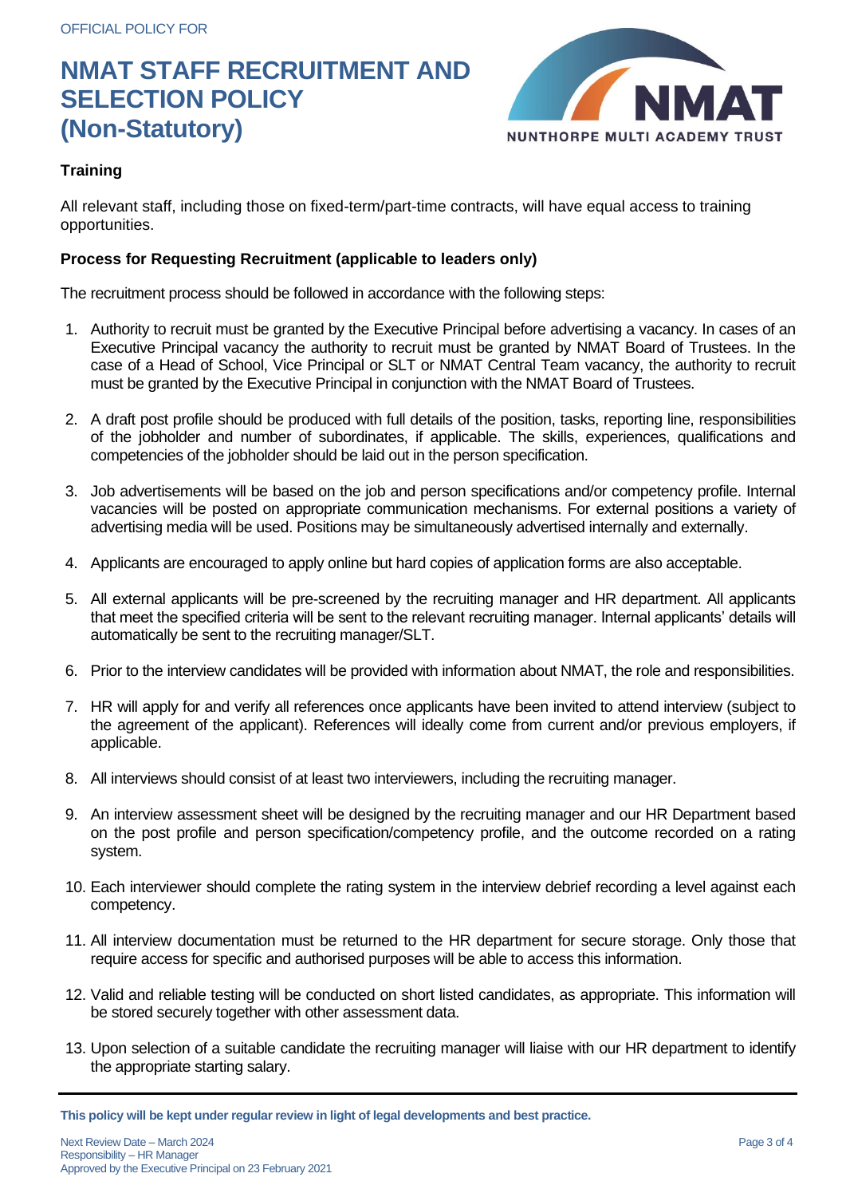### Training

All relevant staff, including those on fixed-term/part-time contracts, will have equal access to training opportunities.

### Process for Requesting Recruitment (applicable to leaders only)

The recruitment process should be followed in accordance with the following steps:

1. Authority to recruit must be granted by the Executive Principal before advertising a vacancy. In cases of an Executive Principal vacancy the authority to recruit must be granted by NMAT Board of Trustees. In the case of a Head of School, Vice Principal or SLT or NMAT Central Team vacancy, the authority to recruit must be granted by the Executive Principal in conjunction with the NMAT Board of Trustees.

2. A draft post profile should be produced with full details of the position, tasks, reporting line, responsibilities of the jobholder and number of subordinates, if applicable. The skills, experiences, qualifications and competencies of the jobholder should be laid out in the person specification.

3. Job advertisements will be based on the job and person specifications and/or competency profile. Internal vacancies will be posted on appropriate communication mechanisms. For external positions a variety of advertising media will be used. Positions may be simultaneously advertised internally and externally.

4. Applicants are encouraged to apply online but hard copies of application forms are also acceptable.

5. All external applicants will be pre-screened by the recruiting manager and HR department. All applicants that meet the specified criteria will be sent to the relevant recruiting manager. Internal applicants' details will automatically be sent to the recruiting manager/SLT.

6. Prior to the interview candidates will be provided with information about NMAT, the role and responsibilities.

7. HR will apply for and verify all references once applicants have been invited to attend interview (subject to the agreement of the applicant). References will ideally come from current and/or previous employers, if applicable.

8. All interviews should consist of at least two interviewers, including the recruiting manager.

9. An interview assessment sheet will be designed by the recruiting manager and our HR Department based on the post profile and person specification/competency profile, and the outcome recorded on a rating system.

10. Each interviewer should complete the rating system in the interview debrief recording a level against each competency.

11. All interview documentation must be returned to the HR department for secure storage. Only those that require access for specific and authorised purposes will be able to access this information.

12. Valid and reliable testing will be conducted on short listed candidates, as appropriate. This information will be stored securely together with other assessment data.

13. Upon selection of a suitable candidate the recruiting manager will liaise with our HR department to identify the appropriate starting salary.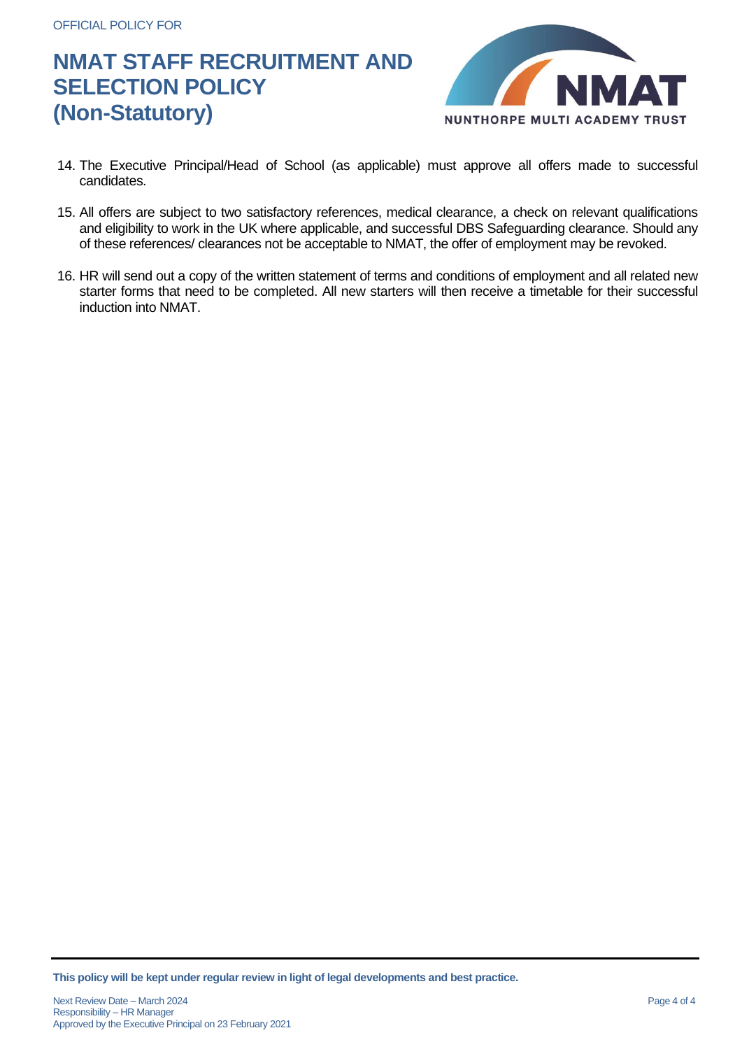14. The Executive Principal/Head of School (as applicable) must approve all offers made to successful candidates.

15. All offers are subject to two satisfactory references, medical clearance, a check on relevant qualifications and eligibility to work in the UK where applicable, and successful DBS Safeguarding clearance. Should any of these references/ clearances not be acceptable to NMAT, the offer of employment may be revoked.

16. HR will send out a copy of the written statement of terms and conditions of employment and all related new starter forms that need to be completed. All new starters will then receive a timetable for their successful induction into NMAT.